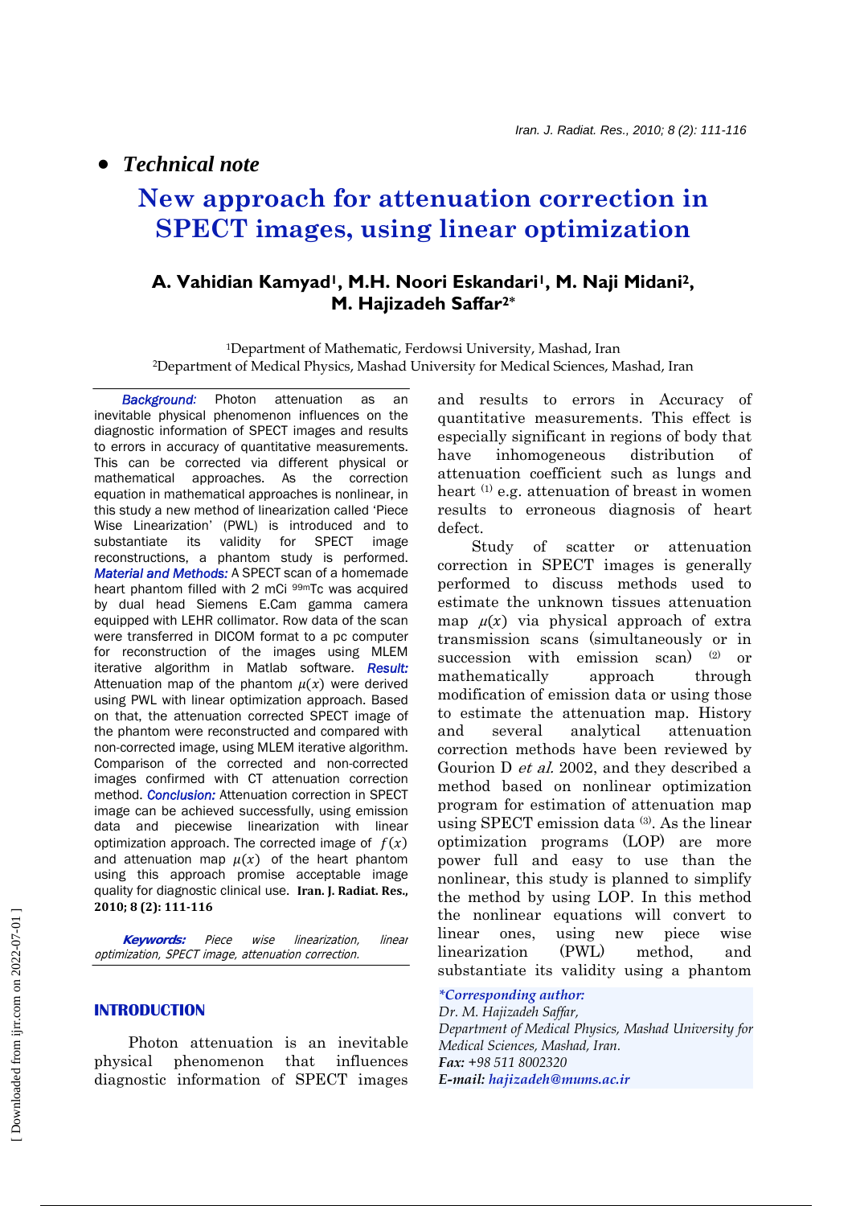- *Technical note*

# New approach for attenuation correction in SPECT images, using linear optimization

## A. Vahidian Kamyad[1], M.H. Noori Eskandari[1], M. Naji Midani[2], M. Hajizadeh Saffar[2]*

[1]Department of Mathematic, Ferdowsi University, Mashad, Iran
[2]Department of Medical Physics, Mashad University for Medical Sciences, Mashad, Iran

***Background:*** Photon attenuation as an inevitable physical phenomenon influences on the diagnostic information of SPECT images and results to errors in accuracy of quantitative measurements. This can be corrected via different physical or mathematical approaches. As the correction equation in mathematical approaches is nonlinear, in this study a new method of linearization called 'Piece Wise Linearization' (PWL) is introduced and to substantiate its validity for SPECT image reconstructions, a phantom study is performed. ***Material and Methods:*** A SPECT scan of a homemade heart phantom filled with 2 mCi $^{99m}$Tc was acquired by dual head Siemens E.Cam gamma camera equipped with LEHR collimator. Row data of the scan were transferred in DICOM format to a pc computer for reconstruction of the images using MLEM iterative algorithm in Matlab software. ***Result:*** Attenuation map of the phantom $\mu(x)$ were derived using PWL with linear optimization approach. Based on that, the attenuation corrected SPECT image of the phantom were reconstructed and compared with non-corrected image, using MLEM iterative algorithm. Comparison of the corrected and non-corrected images confirmed with CT attenuation correction method. ***Conclusion:*** Attenuation correction in SPECT image can be achieved successfully, using emission data and piecewise linearization with linear optimization approach. The corrected image of $f(x)$ and attenuation map $\mu(x)$ of the heart phantom using this approach promise acceptable image quality for diagnostic clinical use. **Iran. J. Radiat. Res., 2010; 8 (2): 111-116**

***Keywords:*** *Piece wise linearization, linear optimization, SPECT image, attenuation correction.*

## INTRODUCTION

Photon attenuation is an inevitable physical phenomenon that influences diagnostic information of SPECT images and results to errors in Accuracy of quantitative measurements. This effect is especially significant in regions of body that have inhomogeneous distribution of attenuation coefficient such as lungs and heart [1] e.g. attenuation of breast in women results to erroneous diagnosis of heart defect.

Study of scatter or attenuation correction in SPECT images is generally performed to discuss methods used to estimate the unknown tissues attenuation map $\mu(x)$ via physical approach of extra transmission scans (simultaneously or in succession with emission scan) [2] or mathematically approach through modification of emission data or using those to estimate the attenuation map. History and several analytical attenuation correction methods have been reviewed by Gourion D *et al.* 2002, and they described a method based on nonlinear optimization program for estimation of attenuation map using SPECT emission data [3]. As the linear optimization programs (LOP) are more power full and easy to use than the nonlinear, this study is planned to simplify the method by using LOP. In this method the nonlinear equations will convert to linear ones, using new piece wise linearization (PWL) method, and substantiate its validity using a phantom

***Corresponding author:***
*Dr. M. Hajizadeh Saffar,*
*Department of Medical Physics, Mashad University for Medical Sciences, Mashad, Iran.*
***Fax:*** *+98 511 8002320*
***E-mail:*** *hajizadeh@mums.ac.ir*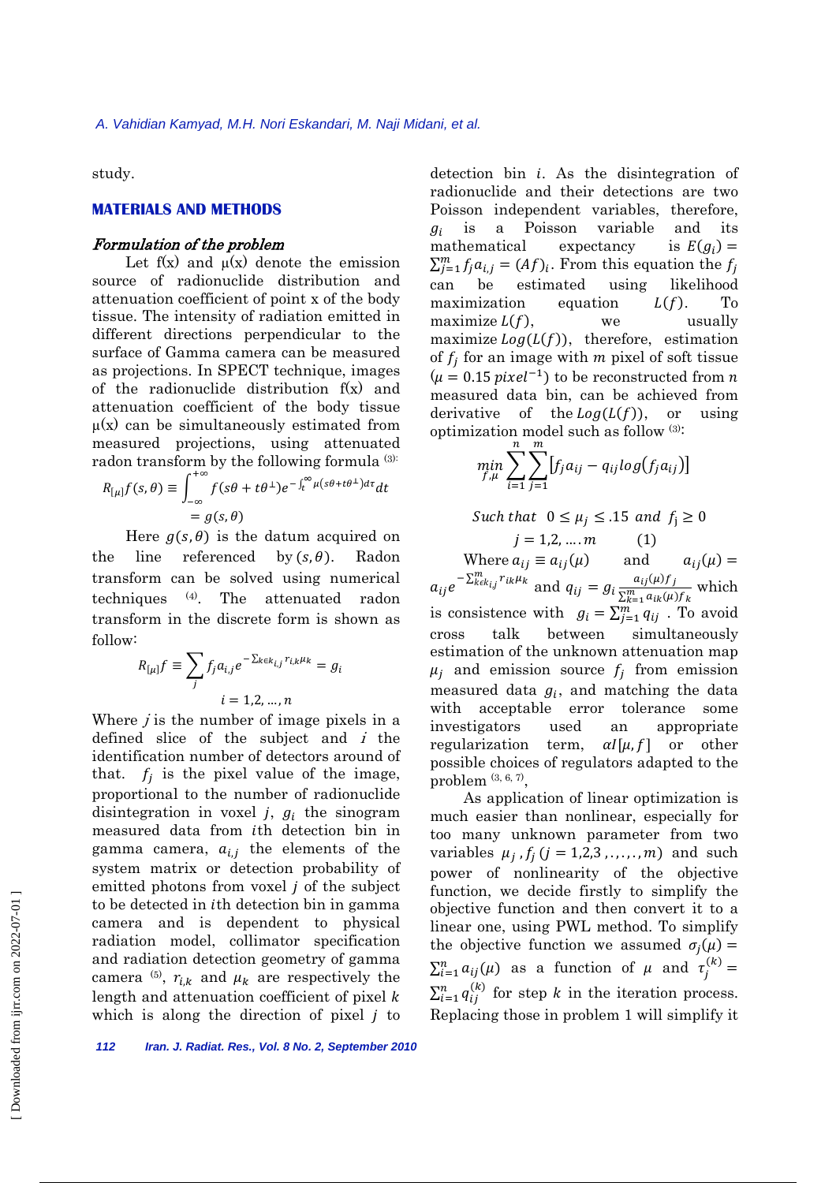study.

## MATERIALS AND METHODS

### *Formulation of the problem*

Let f(x) and μ(x) denote the emission source of radionuclide distribution and attenuation coefficient of point x of the body tissue. The intensity of radiation emitted in different directions perpendicular to the surface of Gamma camera can be measured as projections. In SPECT technique, images of the radionuclide distribution f(x) and attenuation coefficient of the body tissue μ(x) can be simultaneously estimated from measured projections, using attenuated radon transform by the following formula [3]:

$$R_{[\mu]}f(s,\theta) \equiv \int_{-\infty}^{+\infty} f(s\theta + t\theta^{\perp}) e^{-\int_t^{\infty} \mu(s\theta + t\theta^{\perp})d\tau} dt = g(s,\theta)$$

Here $g(s,\theta)$ is the datum acquired on the line referenced by $(s,\theta)$. Radon transform can be solved using numerical techniques [4]. The attenuated radon transform in the discrete form is shown as follow:

$$R_{[\mu]}f \equiv \sum_j f_j a_{i,j} e^{-\sum_{k\epsilon k_{i,j}} r_{i,k}\mu_k} = g_i$$

$$i = 1,2,\ldots,n$$

Where $j$ is the number of image pixels in a defined slice of the subject and $i$ the identification number of detectors around of that. $f_j$ is the pixel value of the image, proportional to the number of radionuclide disintegration in voxel $j$, $g_i$ the sinogram measured data from $i$th detection bin in gamma camera, $a_{i,j}$ the elements of the system matrix or detection probability of emitted photons from voxel $j$ of the subject to be detected in $i$th detection bin in gamma camera and is dependent to physical radiation model, collimator specification and radiation detection geometry of gamma camera [5], $r_{i,k}$ and $\mu_k$ are respectively the length and attenuation coefficient of pixel $k$ which is along the direction of pixel $j$ to detection bin $i$. As the disintegration of radionuclide and their detections are two Poisson independent variables, therefore, $g_i$ is a Poisson variable and its mathematical expectancy is $E(g_i) = \sum_{j=1}^{m} f_j a_{i,j} = (Af)_i$. From this equation the $f_j$ can be estimated using likelihood maximization equation $L(f)$. To maximize $L(f)$, we usually maximize $Log(L(f))$, therefore, estimation of $f_j$ for an image with $m$ pixel of soft tissue ($\mu = 0.15\ pixel^{-1}$) to be reconstructed from $n$ measured data bin, can be achieved from derivative of the $Log(L(f))$, or using optimization model such as follow [3]:

$$\min_{f,\mu} \sum_{i=1}^{n}\sum_{j=1}^{m} \left[f_j a_{ij} - q_{ij} log(f_j a_{ij})\right]$$

$$Such\ that\ \ 0 \le \mu_j \le .15\ and\ f_j \ge 0$$

$$j = 1,2,\ldots.m \qquad (1)$$

Where $a_{ij} \equiv a_{ij}(\mu)$ and $a_{ij}(\mu) = a_{ij} e^{-\sum_{k\epsilon k_{i,j}}^{m} r_{ik}\mu_k}$ and $q_{ij} = g_i \frac{a_{ij}(\mu) f_j}{\sum_{k=1}^{m} a_{ik}(\mu) f_k}$ which is consistence with $g_i = \sum_{j=1}^{m} q_{ij}$. To avoid cross talk between simultaneously estimation of the unknown attenuation map $\mu_j$ and emission source $f_j$ from emission measured data $g_i$, and matching the data with acceptable error tolerance some investigators used an appropriate regularization term, $\alpha I[\mu, f]$ or other possible choices of regulators adapted to the problem [3, 6, 7].

As application of linear optimization is much easier than nonlinear, especially for too many unknown parameter from two variables $\mu_j, f_j\ (j = 1,2,3,\ldots,m)$ and such power of nonlinearity of the objective function, we decide firstly to simplify the objective function and then convert it to a linear one, using PWL method. To simplify the objective function we assumed $\sigma_j(\mu) = \sum_{i=1}^{n} a_{ij}(\mu)$ as a function of $\mu$ and $\tau_j^{(k)} = \sum_{i=1}^{n} q_{ij}^{(k)}$ for step $k$ in the iteration process. Replacing those in problem 1 will simplify it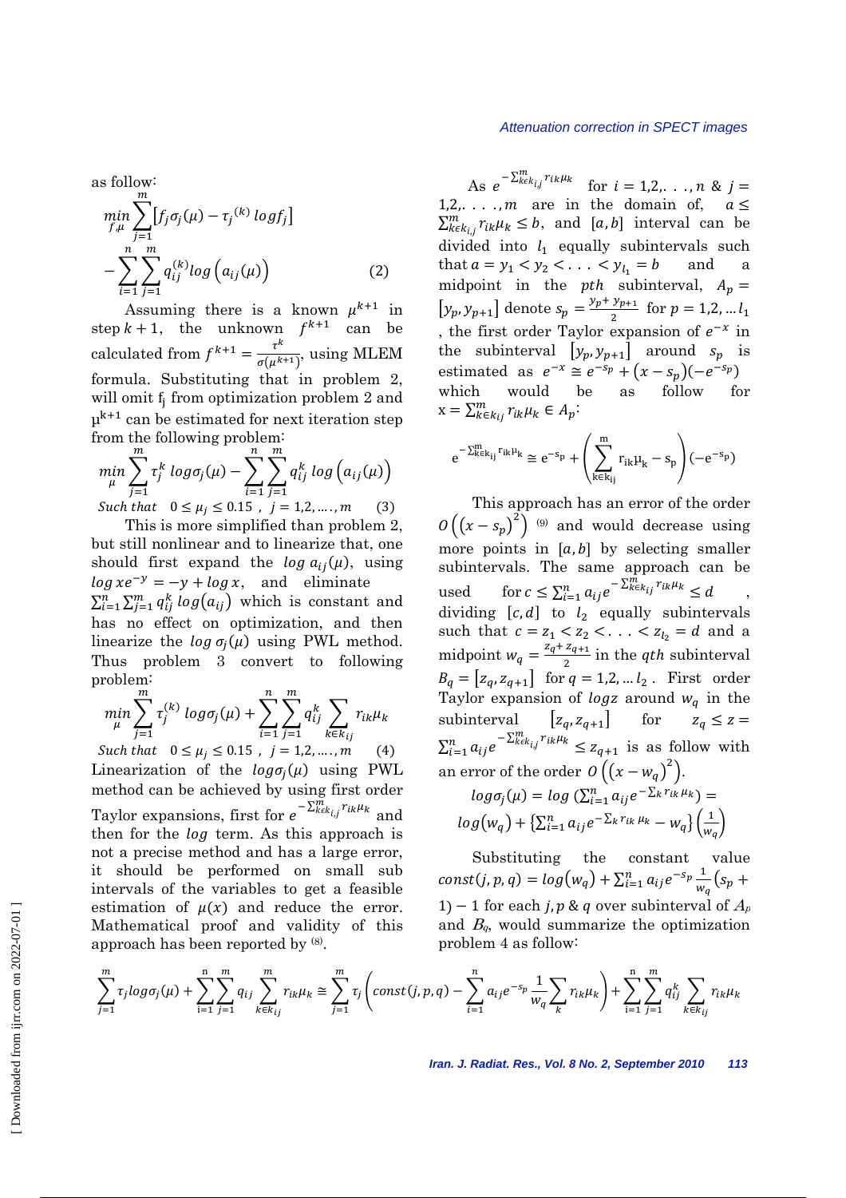as follow:

$$\min_{f,\mu} \sum_{j=1}^{m} \left[ f_j \sigma_j(\mu) - \tau_j^{(k)} \log f_j \right] - \sum_{i=1}^{n} \sum_{j=1}^{m} q_{ij}^{(k)} \log \left( a_{ij}(\mu) \right) \quad (2)$$

Assuming there is a known $\mu^{k+1}$ in step $k+1$, the unknown $f^{k+1}$ can be calculated from $f^{k+1} = \frac{\tau^k}{\sigma(\mu^{k+1})}$, using MLEM formula. Substituting that in problem 2, will omit $f_j$ from optimization problem 2 and $\mu^{k+1}$ can be estimated for next iteration step from the following problem:

$$\min_{\mu} \sum_{j=1}^{m} \tau_j^k \log \sigma_j(\mu) - \sum_{i=1}^{n} \sum_{j=1}^{m} q_{ij}^k \log \left( a_{ij}(\mu) \right)$$

$$\textit{Such that} \quad 0 \le \mu_j \le 0.15 \ , \ j = 1,2, \ldots, m \quad (3)$$

This is more simplified than problem 2, but still nonlinear and to linearize that, one should first expand the $\log a_{ij}(\mu)$, using $\log xe^{-y} = -y + \log x$, and eliminate $\sum_{i=1}^{n} \sum_{j=1}^{m} q_{ij}^k \log(a_{ij})$ which is constant and has no effect on optimization, and then linearize the $\log \sigma_j(\mu)$ using PWL method. Thus problem 3 convert to following problem:

$$\min_{\mu} \sum_{j=1}^{m} \tau_j^{(k)} \log \sigma_j(\mu) + \sum_{i=1}^{n} \sum_{j=1}^{m} q_{ij}^k \sum_{k \in k_{ij}} r_{ik} \mu_k$$

$$\textit{Such that} \quad 0 \le \mu_j \le 0.15 \ , \ j = 1,2, \ldots, m \quad (4)$$

Linearization of the $\log \sigma_j(\mu)$ using PWL method can be achieved by using first order Taylor expansions, first for $e^{-\sum_{k \in k_{i,j}}^{m} r_{ik} \mu_k}$ and then for the $\log$ term. As this approach is not a precise method and has a large error, it should be performed on small sub intervals of the variables to get a feasible estimation of $\mu(x)$ and reduce the error. Mathematical proof and validity of this approach has been reported by [8].

As $e^{-\sum_{k \in k_{i,j}}^{m} r_{ik} \mu_k}$ for $i = 1,2, \ldots, n$ & $j = 1,2, \ldots, m$ are in the domain of, $a \le \sum_{k \in k_{i,j}}^{m} r_{ik} \mu_k \le b$, and $[a, b]$ interval can be divided into $l_1$ equally subintervals such that $a = y_1 < y_2 < \ldots < y_{l_1} = b$ and a midpoint in the $pth$ subinterval, $A_p = [y_p, y_{p+1}]$ denote $s_p = \frac{y_p + y_{p+1}}{2}$ for $p = 1,2, \ldots l_1$, the first order Taylor expansion of $e^{-x}$ in the subinterval $[y_p, y_{p+1}]$ around $s_p$ is estimated as $e^{-x} \cong e^{-s_p} + (x - s_p)(-e^{-s_p})$ which would be as follow for $x = \sum_{k \in k_{ij}}^{m} r_{ik} \mu_k \in A_p$:

$$e^{-\sum_{k \in k_{ij}}^{m} r_{ik} \mu_k} \cong e^{-s_p} + \left( \sum_{k \in k_{ij}}^{m} r_{ik} \mu_k - s_p \right) (-e^{-s_p})$$

This approach has an error of the order $O\left( (x - s_p)^2 \right)$ [9] and would decrease using more points in $[a, b]$ by selecting smaller subintervals. The same approach can be used for $c \le \sum_{i=1}^{n} a_{ij} e^{-\sum_{k \in k_{ij}}^{m} r_{ik} \mu_k} \le d$, dividing $[c, d]$ to $l_2$ equally subintervals such that $c = z_1 < z_2 < \ldots < z_{l_2} = d$ and a midpoint $w_q = \frac{z_q + z_{q+1}}{2}$ in the $qth$ subinterval $B_q = [z_q, z_{q+1}]$ for $q = 1,2, \ldots l_2$. First order Taylor expansion of $\log z$ around $w_q$ in the subinterval $[z_q, z_{q+1}]$ for $z_q \le z = \sum_{i=1}^{n} a_{ij} e^{-\sum_{k \in k_{ij}}^{m} r_{ik} \mu_k} \le z_{q+1}$ is as follow with an error of the order $O\left( (x - w_q)^2 \right)$.

$$\log \sigma_j(\mu) = \log \left( \sum_{i=1}^{n} a_{ij} e^{-\sum_k r_{ik} \mu_k} \right) = \log(w_q) + \left\{ \sum_{i=1}^{n} a_{ij} e^{-\sum_k r_{ik} \mu_k} - w_q \right\} \left( \frac{1}{w_q} \right)$$

Substituting the constant value $const(j, p, q) = \log(w_q) + \sum_{i=1}^{n} a_{ij} e^{-s_p} \frac{1}{w_q} (s_p + 1) - 1$ for each $j, p$ & $q$ over subinterval of $A_p$ and $B_q$, would summarize the optimization problem 4 as follow:

$$\sum_{j=1}^{m} \tau_j \log \sigma_j(\mu) + \sum_{i=1}^{n} \sum_{j=1}^{m} q_{ij} \sum_{k \in k_{ij}}^{m} r_{ik} \mu_k \cong \sum_{j=1}^{m} \tau_j \left( const(j, p, q) - \sum_{i=1}^{n} a_{ij} e^{-s_p} \frac{1}{w_q} \sum_{k} r_{ik} \mu_k \right) + \sum_{i=1}^{n} \sum_{j=1}^{m} q_{ij}^k \sum_{k \in k_{ij}} r_{ik} \mu_k$$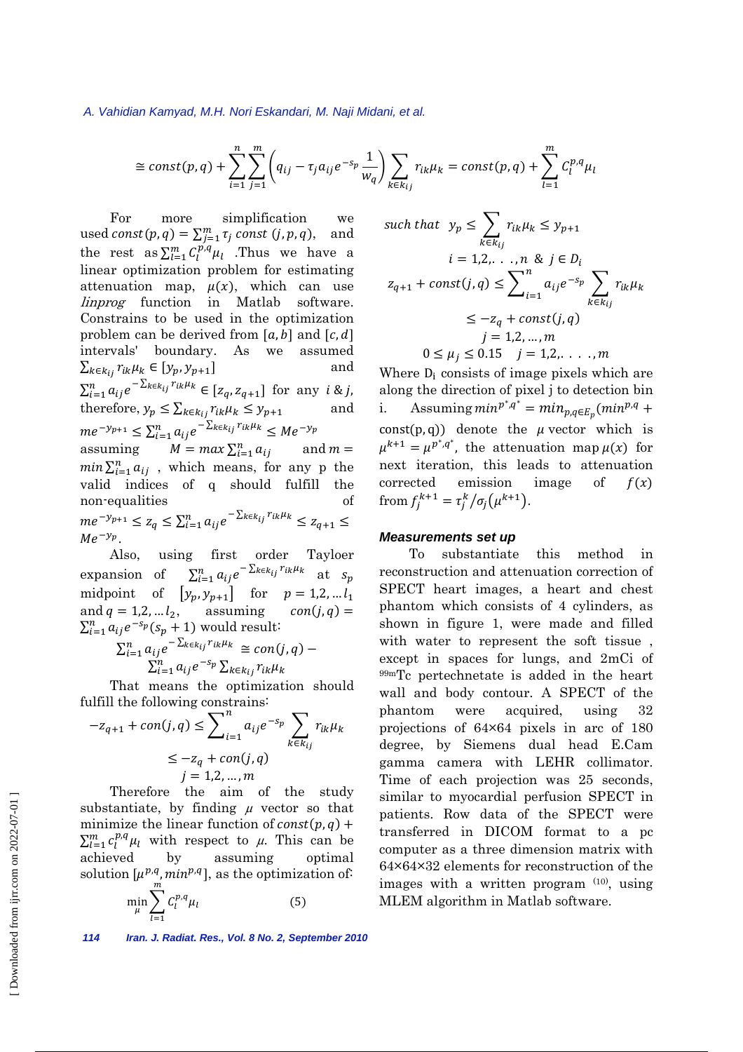$$\cong const(p,q) + \sum_{i=1}^{n}\sum_{j=1}^{m}\left(q_{ij} - \tau_j a_{ij} e^{-s_p}\frac{1}{w_q}\right)\sum_{k\in k_{ij}} r_{ik}\mu_k = const(p,q) + \sum_{l=1}^{m} C_l^{p,q}\mu_l$$

For more simplification we used $const(p,q) = \sum_{j=1}^{m} \tau_j \, const\,(j,p,q)$, and the rest as $\sum_{l=1}^{m} C_l^{p,q}\mu_l$ .Thus we have a linear optimization problem for estimating attenuation map, $\mu(x)$, which can use *linprog* function in Matlab software. Constrains to be used in the optimization problem can be derived from $[a,b]$ and $[c,d]$ intervals' boundary. As we assumed $\sum_{k\in k_{ij}} r_{ik}\mu_k \in [y_p, y_{p+1}]$ and $\sum_{i=1}^{n} a_{ij} e^{-\sum_{k\in k_{ij}} r_{ik}\mu_k} \in [z_q, z_{q+1}]$ for any $i\,\&\,j$, therefore, $y_p \le \sum_{k\in k_{ij}} r_{ik}\mu_k \le y_{p+1}$ and $me^{-y_{p+1}} \le \sum_{i=1}^{n} a_{ij} e^{-\sum_{k\in k_{ij}} r_{ik}\mu_k} \le Me^{-y_p}$ assuming $M = max\sum_{i=1}^{n} a_{ij}$ and $m = min\sum_{i=1}^{n} a_{ij}$ , which means, for any p the valid indices of q should fulfill the non-equalities of $me^{-y_{p+1}} \le z_q \le \sum_{i=1}^{n} a_{ij} e^{-\sum_{k\in k_{ij}} r_{ik}\mu_k} \le z_{q+1} \le Me^{-y_p}$.

Also, using first order Tayloer expansion of $\sum_{i=1}^{n} a_{ij} e^{-\sum_{k\in k_{ij}} r_{ik}\mu_k}$ at $s_p$ midpoint of $[y_p, y_{p+1}]$ for $p = 1,2,\dots l_1$ and $q = 1,2,\dots l_2$, assuming $con(j,q) = \sum_{i=1}^{n} a_{ij} e^{-s_p}(s_p + 1)$ would result:

$$\sum_{i=1}^{n} a_{ij} e^{-\sum_{k\in k_{ij}} r_{ik}\mu_k} \cong con(j,q) - \sum_{i=1}^{n} a_{ij} e^{-s_p} \sum_{k\in k_{ij}} r_{ik}\mu_k$$

That means the optimization should fulfill the following constrains:

$$-z_{q+1} + con(j,q) \le \sum_{i=1}^{n} a_{ij} e^{-s_p} \sum_{k\in k_{ij}} r_{ik}\mu_k \le -z_q + con(j,q)$$
$$j = 1,2,\dots,m$$

Therefore the aim of the study substantiate, by finding $\mu$ vector so that minimize the linear function of $const(p,q) + \sum_{l=1}^{m} c_l^{p,q}\mu_l$ with respect to $\mu$. This can be achieved by assuming optimal solution $[\mu^{p,q}, min^{p,q}]$, as the optimization of:

$$\min_{\mu} \sum_{l=1}^{m} C_l^{p,q}\mu_l \qquad (5)$$

$$such\ that\ \ y_p \le \sum_{k\in k_{ij}} r_{ik}\mu_k \le y_{p+1}$$
$$i = 1,2,\dots,n\ \&\ j \in D_i$$
$$z_{q+1} + const(j,q) \le \sum_{i=1}^{n} a_{ij} e^{-s_p} \sum_{k\in k_{ij}} r_{ik}\mu_k \le -z_q + const(j,q)$$
$$j = 1,2,\dots,m$$
$$0 \le \mu_j \le 0.15 \quad j = 1,2,\dots,m$$

Where $D_i$ consists of image pixels which are along the direction of pixel j to detection bin i. Assuming $min^{p^*,q^*} = min_{p,q\in E_p}(min^{p,q} + \mathrm{const}(p,q))$ denote the $\mu$ vector which is $\mu^{k+1} = \mu^{p^*,q^*}$, the attenuation map $\mu(x)$ for next iteration, this leads to attenuation corrected emission image of $f(x)$ from $f_j^{k+1} = \tau_j^k/\sigma_j(\mu^{k+1})$.

### *Measurements set up*

To substantiate this method in reconstruction and attenuation correction of SPECT heart images, a heart and chest phantom which consists of 4 cylinders, as shown in figure 1, were made and filled with water to represent the soft tissue , except in spaces for lungs, and 2mCi of $^{99m}$Tc pertechnetate is added in the heart wall and body contour. A SPECT of the phantom were acquired, using 32 projections of 64×64 pixels in arc of 180 degree, by Siemens dual head E.Cam gamma camera with LEHR collimator. Time of each projection was 25 seconds, similar to myocardial perfusion SPECT in patients. Row data of the SPECT were transferred in DICOM format to a pc computer as a three dimension matrix with 64×64×32 elements for reconstruction of the images with a written program (10), using MLEM algorithm in Matlab software.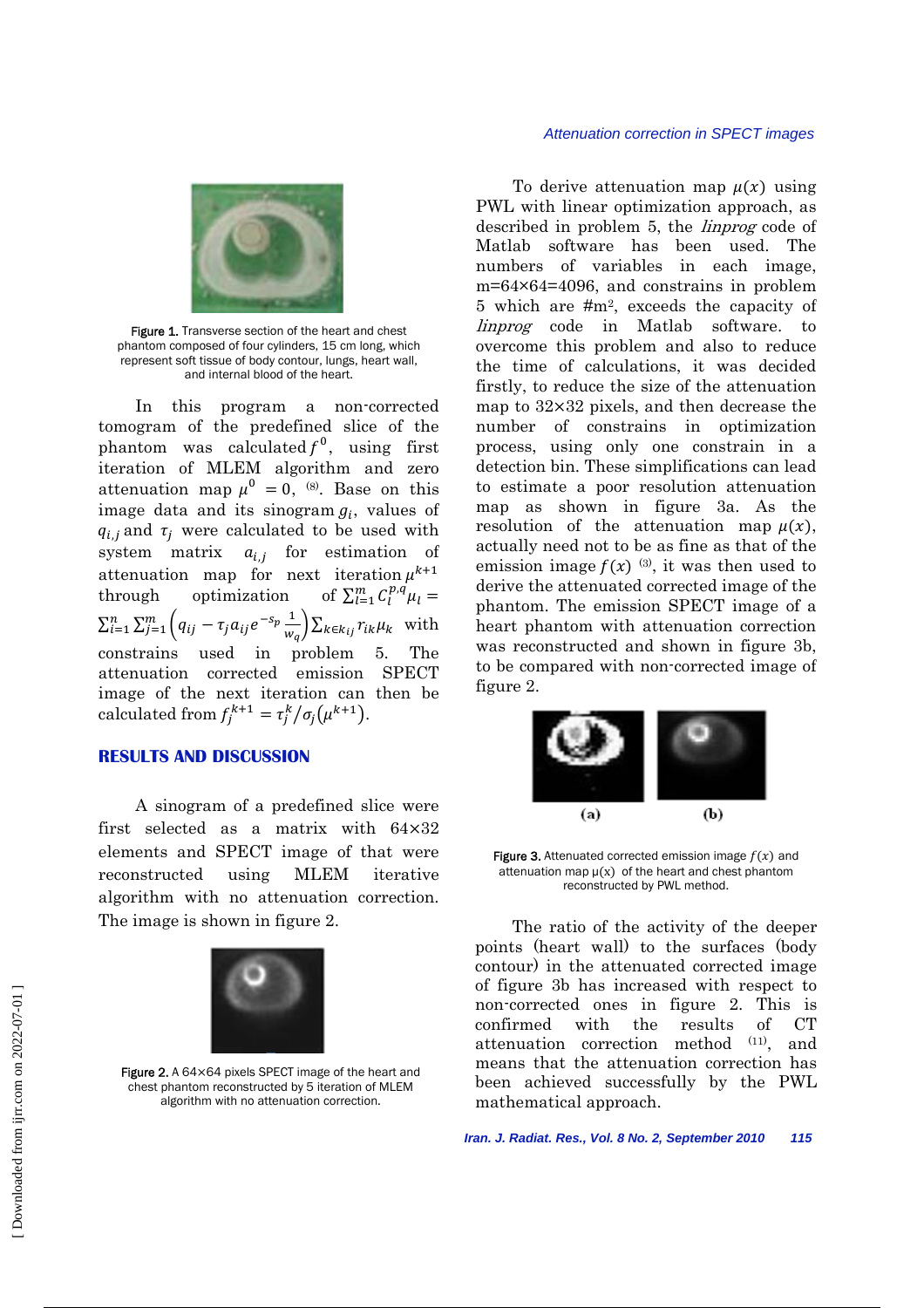Figure 1. Transverse section of the heart and chest phantom composed of four cylinders, 15 cm long, which represent soft tissue of body contour, lungs, heart wall, and internal blood of the heart.

In this program a non-corrected tomogram of the predefined slice of the phantom was calculated $f^0$, using first iteration of MLEM algorithm and zero attenuation map $\mu^0 = 0$, [8]. Base on this image data and its sinogram $g_i$, values of $q_{i,j}$ and $\tau_j$ were calculated to be used with system matrix $a_{i,j}$ for estimation of attenuation map for next iteration $\mu^{k+1}$ through optimization of $\sum_{l=1}^{m} C_l^{p,q}\mu_l = \sum_{i=1}^{n}\sum_{j=1}^{m}\left(q_{ij} - \tau_j a_{ij} e^{-s_p}\frac{1}{w_q}\right)\sum_{k\in k_{ij}} r_{ik}\mu_k$ with constrains used in problem 5. The attenuation corrected emission SPECT image of the next iteration can then be calculated from $f_j^{k+1} = \tau_j^k/\sigma_j(\mu^{k+1})$.

## RESULTS AND DISCUSSION

A sinogram of a predefined slice were first selected as a matrix with 64×32 elements and SPECT image of that were reconstructed using MLEM iterative algorithm with no attenuation correction. The image is shown in figure 2.

Figure 2. A 64×64 pixels SPECT image of the heart and chest phantom reconstructed by 5 iteration of MLEM algorithm with no attenuation correction.

To derive attenuation map $\mu(x)$ using PWL with linear optimization approach, as described in problem 5, the *linprog* code of Matlab software has been used. The numbers of variables in each image, m=64×64=4096, and constrains in problem 5 which are #m², exceeds the capacity of *linprog* code in Matlab software. to overcome this problem and also to reduce the time of calculations, it was decided firstly, to reduce the size of the attenuation map to 32×32 pixels, and then decrease the number of constrains in optimization process, using only one constrain in a detection bin. These simplifications can lead to estimate a poor resolution attenuation map as shown in figure 3a. As the resolution of the attenuation map $\mu(x)$, actually need not to be as fine as that of the emission image $f(x)$ [3], it was then used to derive the attenuated corrected image of the phantom. The emission SPECT image of a heart phantom with attenuation correction was reconstructed and shown in figure 3b, to be compared with non-corrected image of figure 2.

(a) (b)

Figure 3. Attenuated corrected emission image $f(x)$ and attenuation map $\mu(x)$ of the heart and chest phantom reconstructed by PWL method.

The ratio of the activity of the deeper points (heart wall) to the surfaces (body contour) in the attenuated corrected image of figure 3b has increased with respect to non-corrected ones in figure 2. This is confirmed with the results of CT attenuation correction method [11], and means that the attenuation correction has been achieved successfully by the PWL mathematical approach.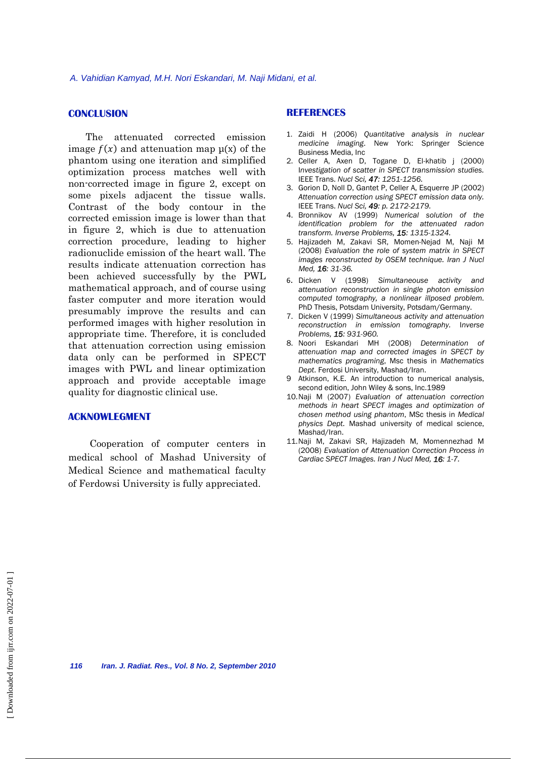## CONCLUSION

The attenuated corrected emission image $f(x)$ and attenuation map $\mu(x)$ of the phantom using one iteration and simplified optimization process matches well with non-corrected image in figure 2, except on some pixels adjacent the tissue walls. Contrast of the body contour in the corrected emission image is lower than that in figure 2, which is due to attenuation correction procedure, leading to higher radionuclide emission of the heart wall. The results indicate attenuation correction has been achieved successfully by the PWL mathematical approach, and of course using faster computer and more iteration would presumably improve the results and can performed images with higher resolution in appropriate time. Therefore, it is concluded that attenuation correction using emission data only can be performed in SPECT images with PWL and linear optimization approach and provide acceptable image quality for diagnostic clinical use.

## ACKNOWLEGMENT

Cooperation of computer centers in medical school of Mashad University of Medical Science and mathematical faculty of Ferdowsi University is fully appreciated.

## REFERENCES

1. Zaidi H (2006) *Quantitative analysis in nuclear medicine imaging*. New York: Springer Science Business Media, Inc
2. Celler A, Axen D, Togane D, El-khatib j (2000) *Investigation of scatter in SPECT transmission studies.* IEEE Trans. *Nucl Sci, **47**: 1251-1256.*
3. Gorion D, Noll D, Gantet P, Celler A, Esquerre JP (2002) *Attenuation correction using SPECT emission data only.* IEEE Trans. *Nucl Sci, **49**: p. 2172-2179.*
4. Bronnikov AV (1999) *Numerical solution of the identification problem for the attenuated radon transform. Inverse Problems, **15**: 1315-1324.*
5. Hajizadeh M, Zakavi SR, Momen-Nejad M, Naji M (2008) *Evaluation the role of system matrix in SPECT images reconstructed by OSEM technique. Iran J Nucl Med, **16**: 31-36.*
6. Dicken V (1998) *Simultaneouse activity and attenuation reconstruction in single photon emission computed tomography, a nonlinear illposed problem.* PhD Thesis, Potsdam University, Potsdam/Germany.
7. Dicken V (1999) *Simultaneous activity and attenuation reconstruction in emission tomography.* Inverse *Problems, **15**: 931-960.*
8. Noori Eskandari MH (2008) *Determination of attenuation map and corrected images in SPECT by mathematics programing*, Msc thesis in *Mathematics Dept*. Ferdosi University, Mashad/Iran.
9. Atkinson, K.E. An introduction to numerical analysis, second edition, John Wiley & sons, Inc.1989
10. Naji M (2007) *Evaluation of attenuation correction methods in heart SPECT images and optimization of chosen method using phantom*, MSc thesis in *Medical physics Dept*. Mashad university of medical science, Mashad/Iran.
11. Naji M, Zakavi SR, Hajizadeh M, Momennezhad M (2008) *Evaluation of Attenuation Correction Process in Cardiac SPECT Images. Iran J Nucl Med, **16**: 1-7.*